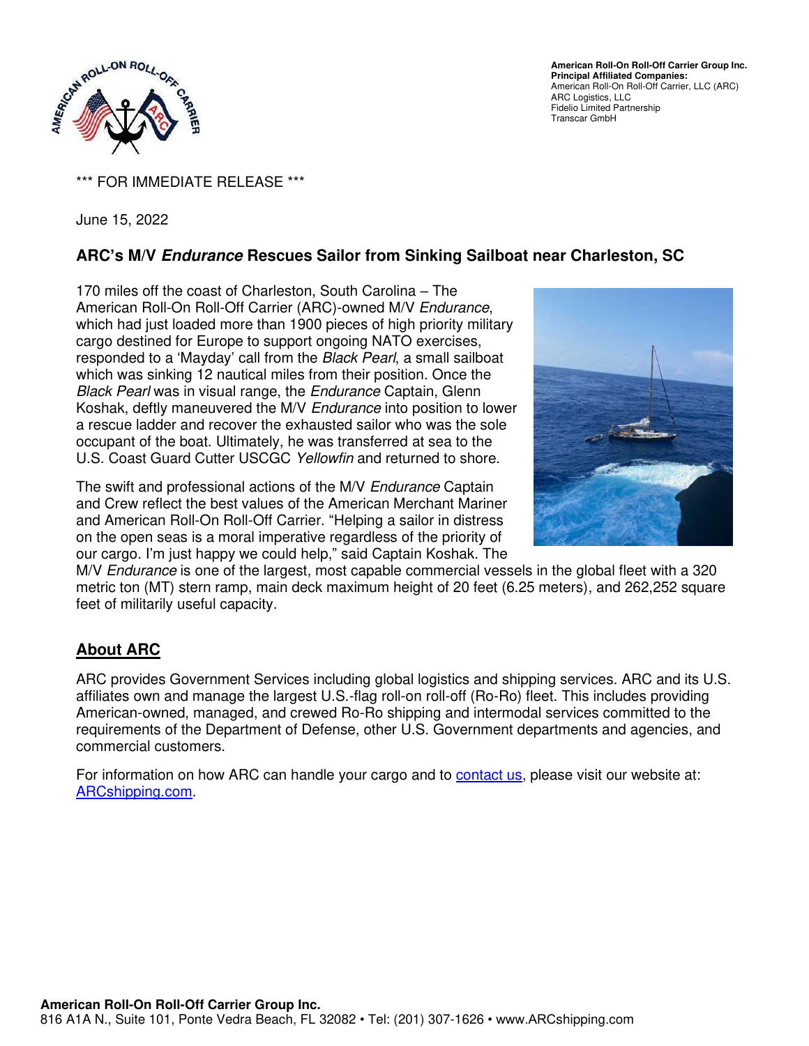American Roll-On Roll-Off Carrier Group Inc.
**Principal Affiliated Companies:**
American Roll-On Roll-Off Carrier, LLC (ARC)
ARC Logistics, LLC
Fidelio Limited Partnership
Transcar GmbH

*** FOR IMMEDIATE RELEASE ***

June 15, 2022

### ARC's M/V *Endurance* Rescues Sailor from Sinking Sailboat near Charleston, SC

170 miles off the coast of Charleston, South Carolina – The American Roll-On Roll-Off Carrier (ARC)-owned M/V *Endurance*, which had just loaded more than 1900 pieces of high priority military cargo destined for Europe to support ongoing NATO exercises, responded to a 'Mayday' call from the *Black Pearl*, a small sailboat which was sinking 12 nautical miles from their position. Once the *Black Pearl* was in visual range, the *Endurance* Captain, Glenn Koshak, deftly maneuvered the M/V *Endurance* into position to lower a rescue ladder and recover the exhausted sailor who was the sole occupant of the boat. Ultimately, he was transferred at sea to the U.S. Coast Guard Cutter USCGC *Yellowfin* and returned to shore.

The swift and professional actions of the M/V *Endurance* Captain and Crew reflect the best values of the American Merchant Mariner and American Roll-On Roll-Off Carrier. "Helping a sailor in distress on the open seas is a moral imperative regardless of the priority of our cargo. I'm just happy we could help," said Captain Koshak. The M/V *Endurance* is one of the largest, most capable commercial vessels in the global fleet with a 320 metric ton (MT) stern ramp, main deck maximum height of 20 feet (6.25 meters), and 262,252 square feet of militarily useful capacity.

## About ARC

ARC provides Government Services including global logistics and shipping services. ARC and its U.S. affiliates own and manage the largest U.S.-flag roll-on roll-off (Ro-Ro) fleet. This includes providing American-owned, managed, and crewed Ro-Ro shipping and intermodal services committed to the requirements of the Department of Defense, other U.S. Government departments and agencies, and commercial customers.

For information on how ARC can handle your cargo and to [contact us](), please visit our website at: [ARCshipping.com]().

**American Roll-On Roll-Off Carrier Group Inc.**
816 A1A N., Suite 101, Ponte Vedra Beach, FL 32082 • Tel: (201) 307-1626 • www.ARCshipping.com